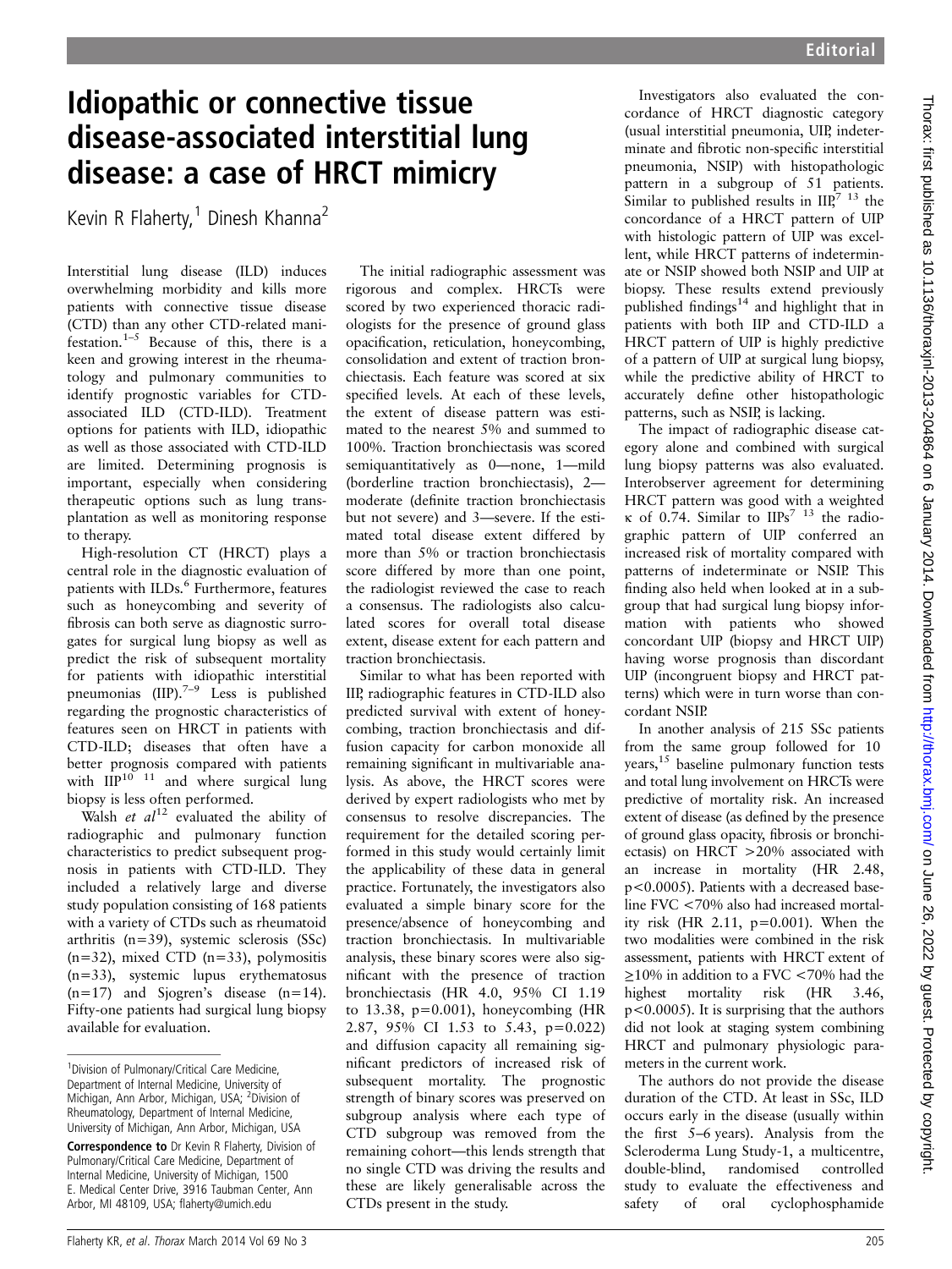# Idiopathic or connective tissue disease-associated interstitial lung disease: a case of HRCT mimicry

Kevin R Flaherty,[1] Dinesh Khanna[2]

Interstitial lung disease (ILD) induces overwhelming morbidity and kills more patients with connective tissue disease (CTD) than any other CTD-related manifestation.[1–5] Because of this, there is a keen and growing interest in the rheumatology and pulmonary communities to identify prognostic variables for CTD-associated ILD (CTD-ILD). Treatment options for patients with ILD, idiopathic as well as those associated with CTD-ILD are limited. Determining prognosis is important, especially when considering therapeutic options such as lung transplantation as well as monitoring response to therapy.

High-resolution CT (HRCT) plays a central role in the diagnostic evaluation of patients with ILDs.[6] Furthermore, features such as honeycombing and severity of fibrosis can both serve as diagnostic surrogates for surgical lung biopsy as well as predict the risk of subsequent mortality for patients with idiopathic interstitial pneumonias (IIP).[7–9] Less is published regarding the prognostic characteristics of features seen on HRCT in patients with CTD-ILD; diseases that often have a better prognosis compared with patients with IIP[10 11] and where surgical lung biopsy is less often performed.

Walsh *et al*[12] evaluated the ability of radiographic and pulmonary function characteristics to predict subsequent prognosis in patients with CTD-ILD. They included a relatively large and diverse study population consisting of 168 patients with a variety of CTDs such as rheumatoid arthritis (n=39), systemic sclerosis (SSc) (n=32), mixed CTD (n=33), polymositis (n=33), systemic lupus erythematosus (n=17) and Sjogren's disease (n=14). Fifty-one patients had surgical lung biopsy available for evaluation.

The initial radiographic assessment was rigorous and complex. HRCTs were scored by two experienced thoracic radiologists for the presence of ground glass opacification, reticulation, honeycombing, consolidation and extent of traction bronchiectasis. Each feature was scored at six specified levels. At each of these levels, the extent of disease pattern was estimated to the nearest 5% and summed to 100%. Traction bronchiectasis was scored semiquantitatively as 0—none, 1—mild (borderline traction bronchiectasis), 2—moderate (definite traction bronchiectasis but not severe) and 3—severe. If the estimated total disease extent differed by more than 5% or traction bronchiectasis score differed by more than one point, the radiologist reviewed the case to reach a consensus. The radiologists also calculated scores for overall total disease extent, disease extent for each pattern and traction bronchiectasis.

Similar to what has been reported with IIP, radiographic features in CTD-ILD also predicted survival with extent of honeycombing, traction bronchiectasis and diffusion capacity for carbon monoxide all remaining significant in multivariable analysis. As above, the HRCT scores were derived by expert radiologists who met by consensus to resolve discrepancies. The requirement for the detailed scoring performed in this study would certainly limit the applicability of these data in general practice. Fortunately, the investigators also evaluated a simple binary score for the presence/absence of honeycombing and traction bronchiectasis. In multivariable analysis, these binary scores were also significant with the presence of traction bronchiectasis (HR 4.0, 95% CI 1.19 to 13.38, p=0.001), honeycombing (HR 2.87, 95% CI 1.53 to 5.43, p=0.022) and diffusion capacity all remaining significant predictors of increased risk of subsequent mortality. The prognostic strength of binary scores was preserved on subgroup analysis where each type of CTD subgroup was removed from the remaining cohort—this lends strength that no single CTD was driving the results and these are likely generalisable across the CTDs present in the study.

Investigators also evaluated the concordance of HRCT diagnostic category (usual interstitial pneumonia, UIP, indeterminate and fibrotic non-specific interstitial pneumonia, NSIP) with histopathologic pattern in a subgroup of 51 patients. Similar to published results in IIP,[7 13] the concordance of a HRCT pattern of UIP with histologic pattern of UIP was excellent, while HRCT patterns of indeterminate or NSIP showed both NSIP and UIP at biopsy. These results extend previously published findings[14] and highlight that in patients with both IIP and CTD-ILD a HRCT pattern of UIP is highly predictive of a pattern of UIP at surgical lung biopsy, while the predictive ability of HRCT to accurately define other histopathologic patterns, such as NSIP, is lacking.

The impact of radiographic disease category alone and combined with surgical lung biopsy patterns was also evaluated. Interobserver agreement for determining HRCT pattern was good with a weighted κ of 0.74. Similar to IIPs[7 13] the radiographic pattern of UIP conferred an increased risk of mortality compared with patterns of indeterminate or NSIP. This finding also held when looked at in a subgroup that had surgical lung biopsy information with patients who showed concordant UIP (biopsy and HRCT UIP) having worse prognosis than discordant UIP (incongruent biopsy and HRCT patterns) which were in turn worse than concordant NSIP.

In another analysis of 215 SSc patients from the same group followed for 10 years,[15] baseline pulmonary function tests and total lung involvement on HRCTs were predictive of mortality risk. An increased extent of disease (as defined by the presence of ground glass opacity, fibrosis or bronchiectasis) on HRCT >20% associated with an increase in mortality (HR 2.48, p<0.0005). Patients with a decreased baseline FVC <70% also had increased mortality risk (HR 2.11, p=0.001). When the two modalities were combined in the risk assessment, patients with HRCT extent of ≥10% in addition to a FVC <70% had the highest mortality risk (HR 3.46, p<0.0005). It is surprising that the authors did not look at staging system combining HRCT and pulmonary physiologic parameters in the current work.

The authors do not provide the disease duration of the CTD. At least in SSc, ILD occurs early in the disease (usually within the first 5–6 years). Analysis from the Scleroderma Lung Study-1, a multicentre, double-blind, randomised controlled study to evaluate the effectiveness and safety of oral cyclophosphamide

[1]Division of Pulmonary/Critical Care Medicine, Department of Internal Medicine, University of Michigan, Ann Arbor, Michigan, USA; [2]Division of Rheumatology, Department of Internal Medicine, University of Michigan, Ann Arbor, Michigan, USA

**Correspondence to** Dr Kevin R Flaherty, Division of Pulmonary/Critical Care Medicine, Department of Internal Medicine, University of Michigan, 1500 E. Medical Center Drive, 3916 Taubman Center, Ann Arbor, MI 48109, USA; flaherty@umich.edu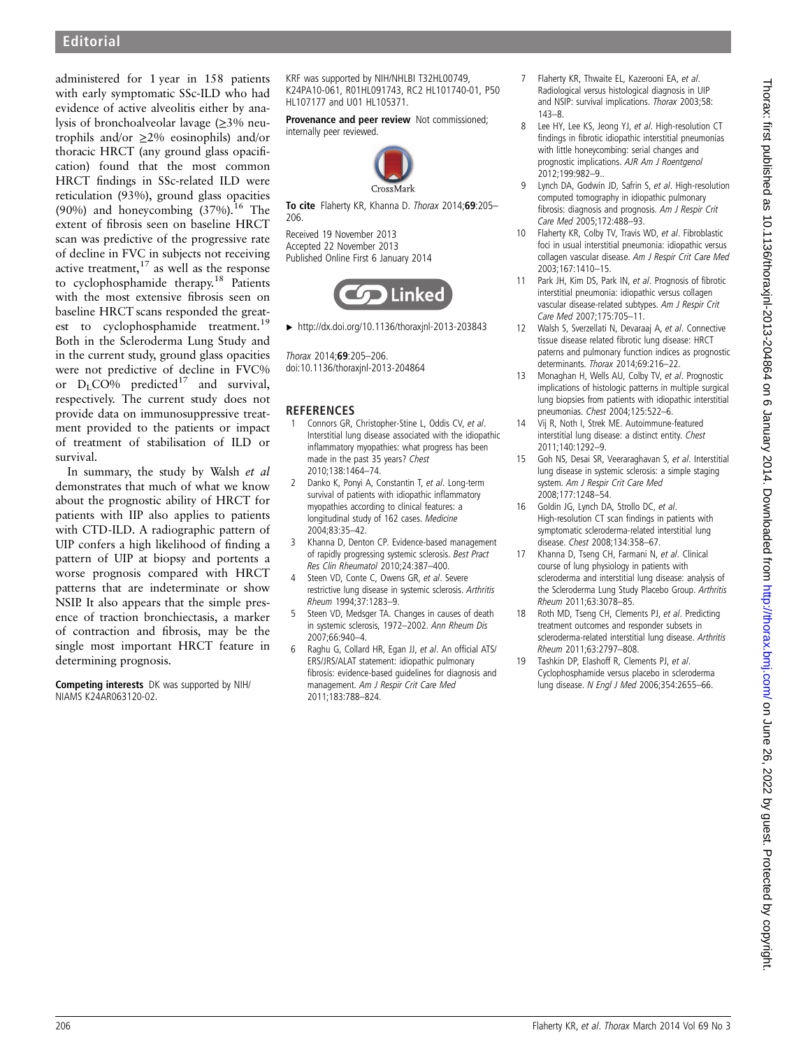administered for 1 year in 158 patients with early symptomatic SSc-ILD who had evidence of active alveolitis either by analysis of bronchoalveolar lavage (≥3% neutrophils and/or ≥2% eosinophils) and/or thoracic HRCT (any ground glass opacification) found that the most common HRCT findings in SSc-related ILD were reticulation (93%), ground glass opacities (90%) and honeycombing (37%).[16] The extent of fibrosis seen on baseline HRCT scan was predictive of the progressive rate of decline in FVC in subjects not receiving active treatment,[17] as well as the response to cyclophosphamide therapy.[18] Patients with the most extensive fibrosis seen on baseline HRCT scans responded the greatest to cyclophosphamide treatment.[19] Both in the Scleroderma Lung Study and in the current study, ground glass opacities were not predictive of decline in FVC% or $D_LCO$% predicted[17] and survival, respectively. The current study does not provide data on immunosuppressive treatment provided to the patients or impact of treatment of stabilisation of ILD or survival.

In summary, the study by Walsh *et al* demonstrates that much of what we know about the prognostic ability of HRCT for patients with IIP also applies to patients with CTD-ILD. A radiographic pattern of UIP confers a high likelihood of finding a pattern of UIP at biopsy and portents a worse prognosis compared with HRCT patterns that are indeterminate or show NSIP. It also appears that the simple presence of traction bronchiectasis, a marker of contraction and fibrosis, may be the single most important HRCT feature in determining prognosis.

**Competing interests** DK was supported by NIH/NIAMS K24AR063120-02. KRF was supported by NIH/NHLBI T32HL00749, K24PA10-061, R01HL091743, RC2 HL101740-01, P50 HL107177 and U01 HL105371.

**Provenance and peer review** Not commissioned; internally peer reviewed.

**To cite** Flaherty KR, Khanna D. *Thorax* 2014;**69**:205–206.

Received 19 November 2013
Accepted 22 November 2013
Published Online First 6 January 2014

▶ http://dx.doi.org/10.1136/thoraxjnl-2013-203843

*Thorax* 2014;**69**:205–206.
doi:10.1136/thoraxjnl-2013-204864

## REFERENCES

1. Connors GR, Christopher-Stine L, Oddis CV, *et al*. Interstitial lung disease associated with the idiopathic inflammatory myopathies: what progress has been made in the past 35 years? *Chest* 2010;138:1464–74.
2. Danko K, Ponyi A, Constantin T, *et al*. Long-term survival of patients with idiopathic inflammatory myopathies according to clinical features: a longitudinal study of 162 cases. *Medicine* 2004;83:35–42.
3. Khanna D, Denton CP. Evidence-based management of rapidly progressing systemic sclerosis. *Best Pract Res Clin Rheumatol* 2010;24:387–400.
4. Steen VD, Conte C, Owens GR, *et al*. Severe restrictive lung disease in systemic sclerosis. *Arthritis Rheum* 1994;37:1283–9.
5. Steen VD, Medsger TA. Changes in causes of death in systemic sclerosis, 1972–2002. *Ann Rheum Dis* 2007;66:940–4.
6. Raghu G, Collard HR, Egan JJ, *et al*. An official ATS/ERS/JRS/ALAT statement: idiopathic pulmonary fibrosis: evidence-based guidelines for diagnosis and management. *Am J Respir Crit Care Med* 2011;183:788–824.
7. Flaherty KR, Thwaite EL, Kazerooni EA, *et al*. Radiological versus histological diagnosis in UIP and NSIP: survival implications. *Thorax* 2003;58:143–8.
8. Lee HY, Lee KS, Jeong YJ, *et al*. High-resolution CT findings in fibrotic idiopathic interstitial pneumonias with little honeycombing: serial changes and prognostic implications. *AJR Am J Roentgenol* 2012;199:982–9..
9. Lynch DA, Godwin JD, Safrin S, *et al*. High-resolution computed tomography in idiopathic pulmonary fibrosis: diagnosis and prognosis. *Am J Respir Crit Care Med* 2005;172:488–93.
10. Flaherty KR, Colby TV, Travis WD, *et al*. Fibroblastic foci in usual interstitial pneumonia: idiopathic versus collagen vascular disease. *Am J Respir Crit Care Med* 2003;167:1410–15.
11. Park JH, Kim DS, Park IN, *et al*. Prognosis of fibrotic interstitial pneumonia: idiopathic versus collagen vascular disease-related subtypes. *Am J Respir Crit Care Med* 2007;175:705–11.
12. Walsh S, Sverzellati N, Devaraaj A, *et al*. Connective tissue disease related fibrotic lung disease: HRCT patterns and pulmonary function indices as prognostic determinants. *Thorax* 2014;69:216–22.
13. Monaghan H, Wells AU, Colby TV, *et al*. Prognostic implications of histologic patterns in multiple surgical lung biopsies from patients with idiopathic interstitial pneumonias. *Chest* 2004;125:522–6.
14. Vij R, Noth I, Strek ME. Autoimmune-featured interstitial lung disease: a distinct entity. *Chest* 2011;140:1292–9.
15. Goh NS, Desai SR, Veeraraghavan S, *et al*. Interstitial lung disease in systemic sclerosis: a simple staging system. *Am J Respir Crit Care Med* 2008;177:1248–54.
16. Goldin JG, Lynch DA, Strollo DC, *et al*. High-resolution CT scan findings in patients with symptomatic scleroderma-related interstitial lung disease. *Chest* 2008;134:358–67.
17. Khanna D, Tseng CH, Farmani N, *et al*. Clinical course of lung physiology in patients with scleroderma and interstitial lung disease: analysis of the Scleroderma Lung Study Placebo Group. *Arthritis Rheum* 2011;63:3078–85.
18. Roth MD, Tseng CH, Clements PJ, *et al*. Predicting treatment outcomes and responder subsets in scleroderma-related interstitial lung disease. *Arthritis Rheum* 2011;63:2797–808.
19. Tashkin DP, Elashoff R, Clements PJ, *et al*. Cyclophosphamide versus placebo in scleroderma lung disease. *N Engl J Med* 2006;354:2655–66.